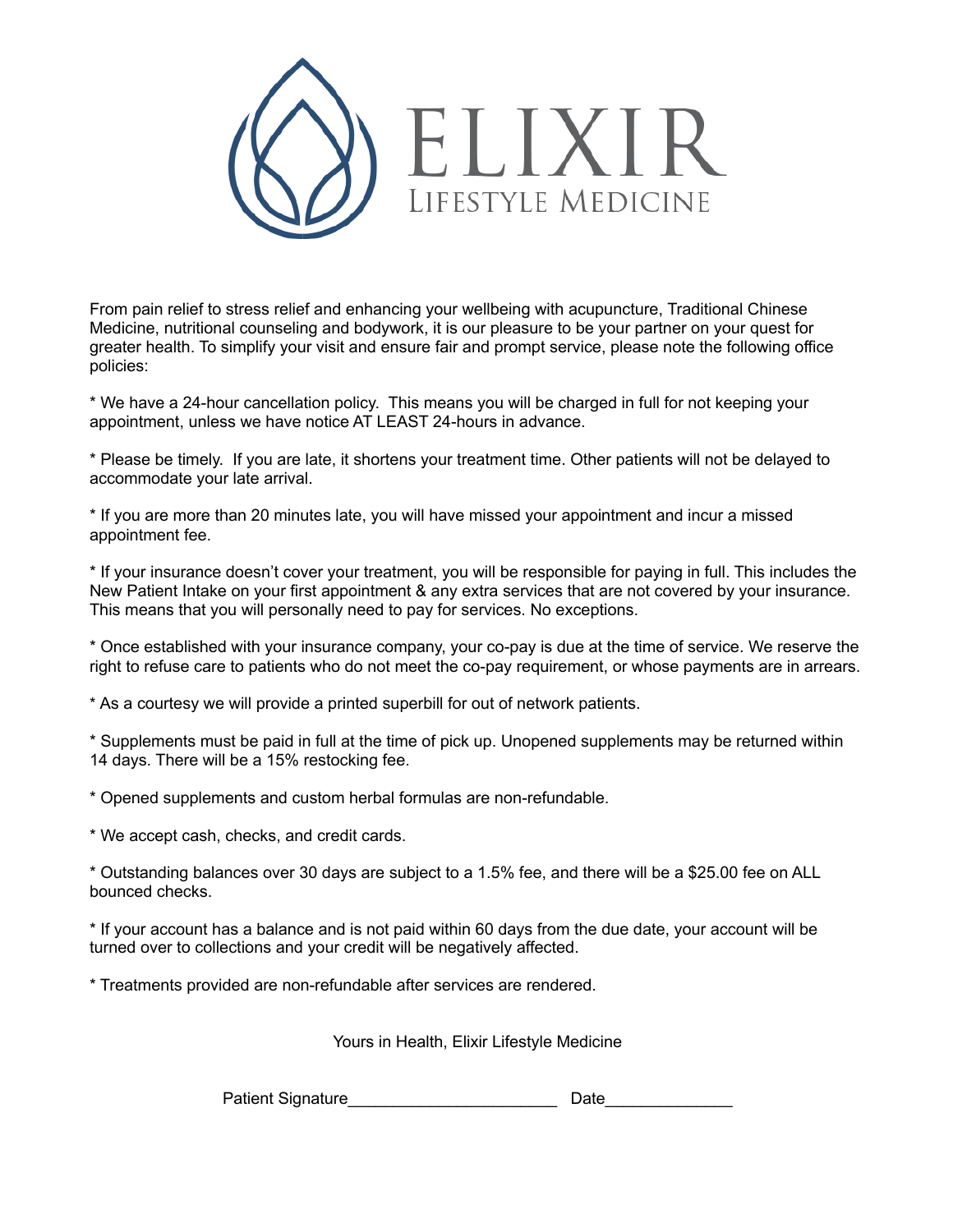# ELIXIR

## Lifestyle Medicine

From pain relief to stress relief and enhancing your wellbeing with acupuncture, Traditional Chinese Medicine, nutritional counseling and bodywork, it is our pleasure to be your partner on your quest for greater health. To simplify your visit and ensure fair and prompt service, please note the following office policies:

* We have a 24-hour cancellation policy. This means you will be charged in full for not keeping your appointment, unless we have notice AT LEAST 24-hours in advance.

* Please be timely. If you are late, it shortens your treatment time. Other patients will not be delayed to accommodate your late arrival.

* If you are more than 20 minutes late, you will have missed your appointment and incur a missed appointment fee.

* If your insurance doesn't cover your treatment, you will be responsible for paying in full. This includes the New Patient Intake on your first appointment & any extra services that are not covered by your insurance. This means that you will personally need to pay for services. No exceptions.

* Once established with your insurance company, your co-pay is due at the time of service. We reserve the right to refuse care to patients who do not meet the co-pay requirement, or whose payments are in arrears.

* As a courtesy we will provide a printed superbill for out of network patients.

* Supplements must be paid in full at the time of pick up. Unopened supplements may be returned within 14 days. There will be a 15% restocking fee.

* Opened supplements and custom herbal formulas are non-refundable.

* We accept cash, checks, and credit cards.

* Outstanding balances over 30 days are subject to a 1.5% fee, and there will be a $25.00 fee on ALL bounced checks.

* If your account has a balance and is not paid within 60 days from the due date, your account will be turned over to collections and your credit will be negatively affected.

* Treatments provided are non-refundable after services are rendered.

Yours in Health, Elixir Lifestyle Medicine

Patient Signature______________________ Date_____________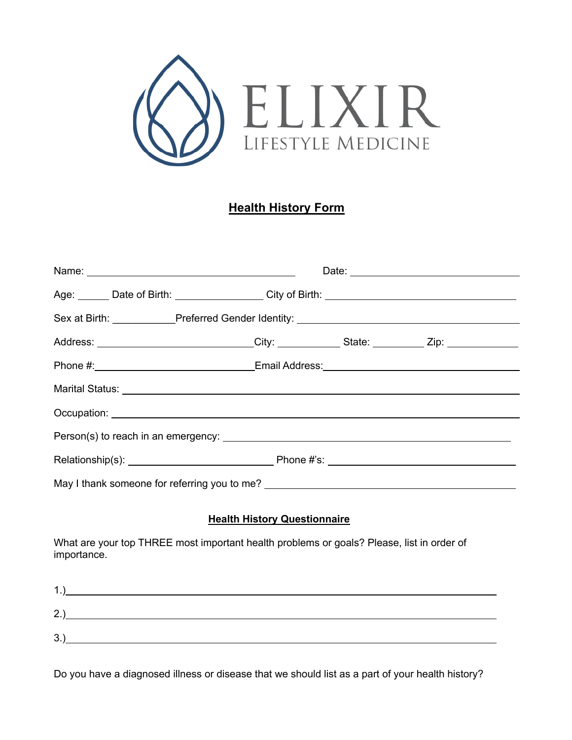ELIXIR

LIFESTYLE MEDICINE

# Health History Form

Name: ______________________________ Date: ______________________________

Age: ______ Date of Birth: ________________ City of Birth: ______________________________

Sex at Birth: ___________ Preferred Gender Identity: ______________________________

Address: ______________________________ City: ____________ State: __________ Zip: ____________

Phone #: ______________________________ Email Address: ______________________________

Marital Status: ______________________________

Occupation: ______________________________

Person(s) to reach in an emergency: ______________________________

Relationship(s): ______________________________ Phone #'s: ______________________________

May I thank someone for referring you to me? ______________________________

## Health History Questionnaire

What are your top THREE most important health problems or goals? Please, list in order of importance.

1.) ______________________________

2.) ______________________________

3.) ______________________________

Do you have a diagnosed illness or disease that we should list as a part of your health history?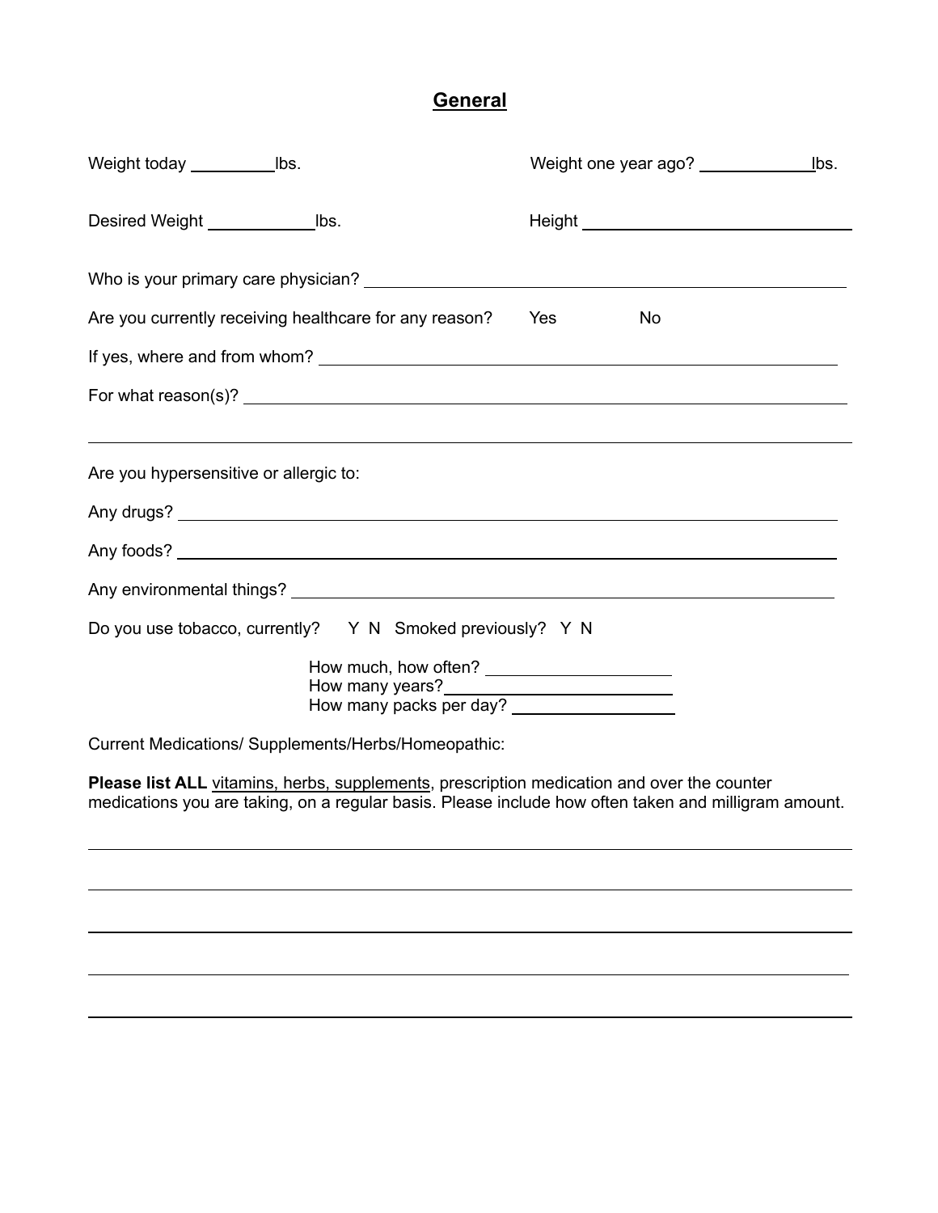# General

Weight today _________ lbs.

Weight one year ago? ____________ lbs.

Desired Weight ____________ lbs.

Height ______________________________

Who is your primary care physician? ____________________________________________

Are you currently receiving healthcare for any reason? Yes No

If yes, where and from whom? ____________________________________________

For what reason(s)? ____________________________________________

____________________________________________

Are you hypersensitive or allergic to:

Any drugs? ____________________________________________

Any foods? ____________________________________________

Any environmental things? ____________________________________________

Do you use tobacco, currently? Y N Smoked previously? Y N

How much, how often? ____________________
How many years? ________________________
How many packs per day? __________________

Current Medications/ Supplements/Herbs/Homeopathic:

**Please list ALL** vitamins, herbs, supplements, prescription medication and over the counter medications you are taking, on a regular basis. Please include how often taken and milligram amount.

____________________________________________

____________________________________________

____________________________________________

____________________________________________

____________________________________________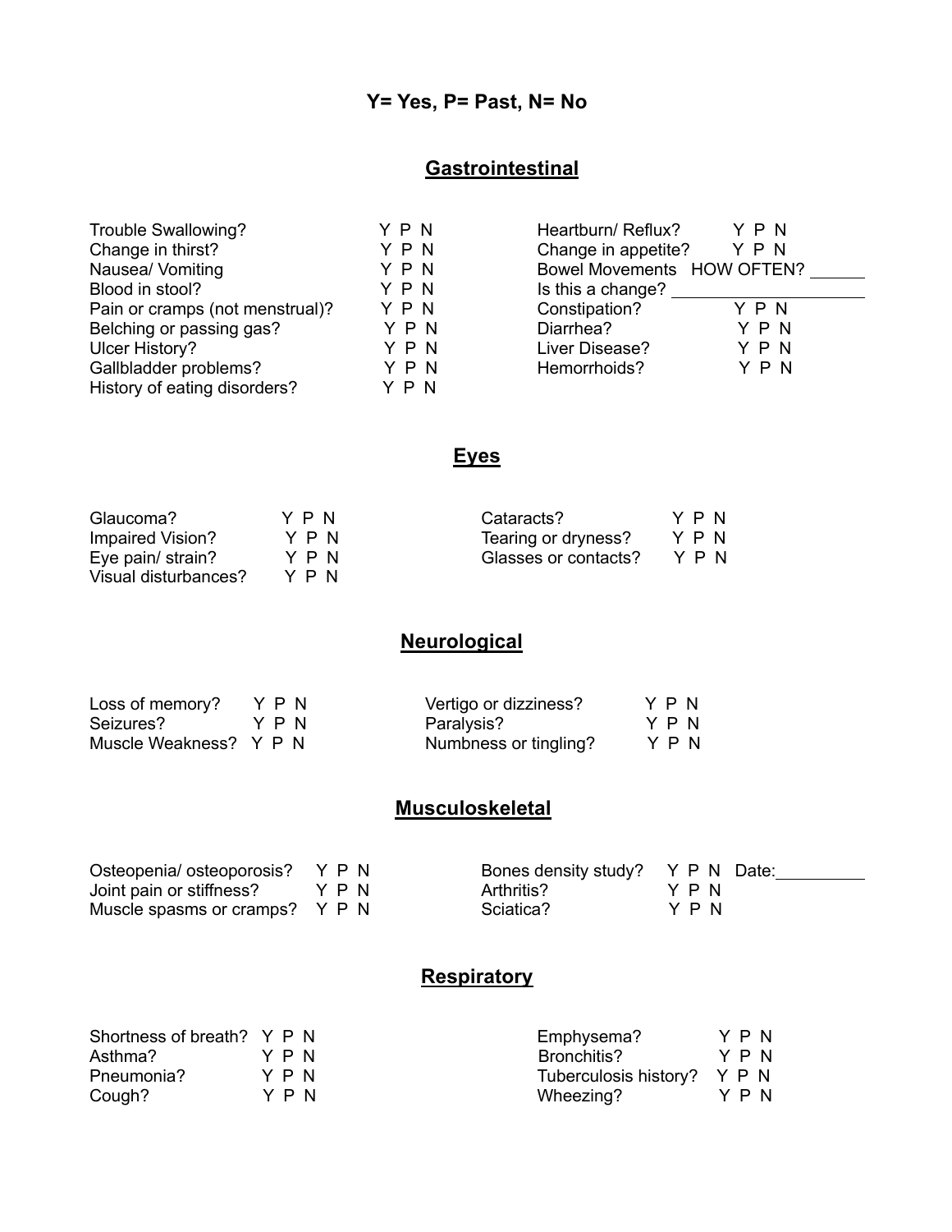**Y= Yes, P= Past, N= No**

## Gastrointestinal

| | | | |
|---|---|---|---|
| Trouble Swallowing? | Y P N | Heartburn/ Reflux? | Y P N |
| Change in thirst? | Y P N | Change in appetite? | Y P N |
| Nausea/ Vomiting | Y P N | Bowel Movements HOW OFTEN? ______ | |
| Blood in stool? | Y P N | Is this a change? ____________________ | |
| Pain or cramps (not menstrual)? | Y P N | Constipation? | Y P N |
| Belching or passing gas? | Y P N | Diarrhea? | Y P N |
| Ulcer History? | Y P N | Liver Disease? | Y P N |
| Gallbladder problems? | Y P N | Hemorrhoids? | Y P N |
| History of eating disorders? | Y P N | | |

## Eyes

| | | | |
|---|---|---|---|
| Glaucoma? | Y P N | Cataracts? | Y P N |
| Impaired Vision? | Y P N | Tearing or dryness? | Y P N |
| Eye pain/ strain? | Y P N | Glasses or contacts? | Y P N |
| Visual disturbances? | Y P N | | |

## Neurological

| | | | |
|---|---|---|---|
| Loss of memory? | Y P N | Vertigo or dizziness? | Y P N |
| Seizures? | Y P N | Paralysis? | Y P N |
| Muscle Weakness? | Y P N | Numbness or tingling? | Y P N |

## Musculoskeletal

| | | | |
|---|---|---|---|
| Osteopenia/ osteoporosis? | Y P N | Bones density study? | Y P N Date:__________ |
| Joint pain or stiffness? | Y P N | Arthritis? | Y P N |
| Muscle spasms or cramps? | Y P N | Sciatica? | Y P N |

## Respiratory

| | | | |
|---|---|---|---|
| Shortness of breath? | Y P N | Emphysema? | Y P N |
| Asthma? | Y P N | Bronchitis? | Y P N |
| Pneumonia? | Y P N | Tuberculosis history? | Y P N |
| Cough? | Y P N | Wheezing? | Y P N |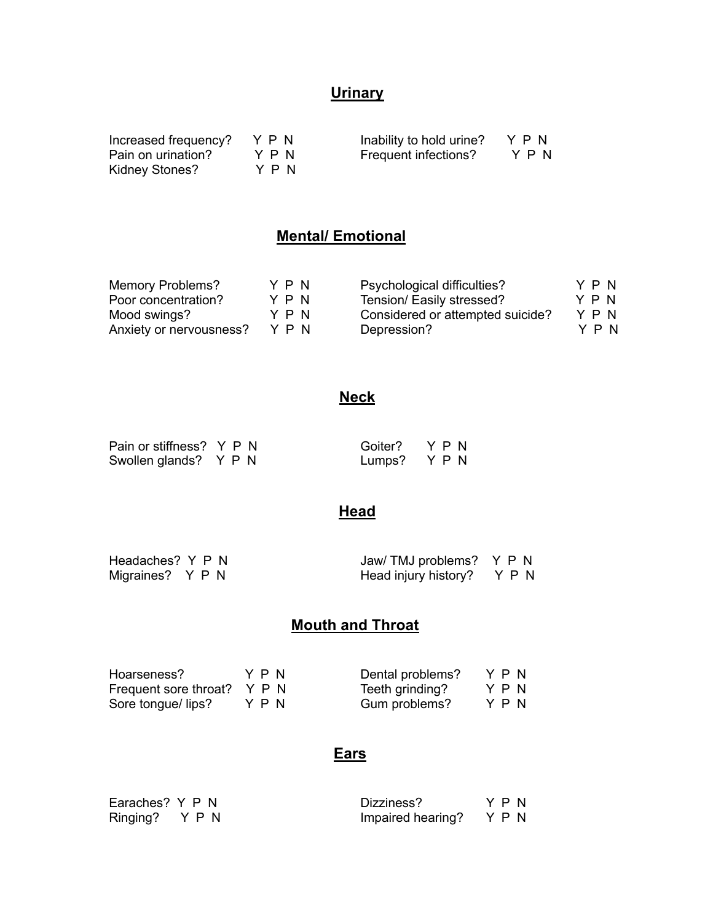## Urinary

Increased frequency? Y P N
Pain on urination? Y P N
Kidney Stones? Y P N
Inability to hold urine? Y P N
Frequent infections? Y P N

## Mental/ Emotional

Memory Problems? Y P N
Poor concentration? Y P N
Mood swings? Y P N
Anxiety or nervousness? Y P N
Psychological difficulties? Y P N
Tension/ Easily stressed? Y P N
Considered or attempted suicide? Y P N
Depression? Y P N

## Neck

Pain or stiffness? Y P N
Swollen glands? Y P N
Goiter? Y P N
Lumps? Y P N

## Head

Headaches? Y P N
Migraines? Y P N
Jaw/ TMJ problems? Y P N
Head injury history? Y P N

## Mouth and Throat

Hoarseness? Y P N
Frequent sore throat? Y P N
Sore tongue/ lips? Y P N
Dental problems? Y P N
Teeth grinding? Y P N
Gum problems? Y P N

## Ears

Earaches? Y P N
Ringing? Y P N
Dizziness? Y P N
Impaired hearing? Y P N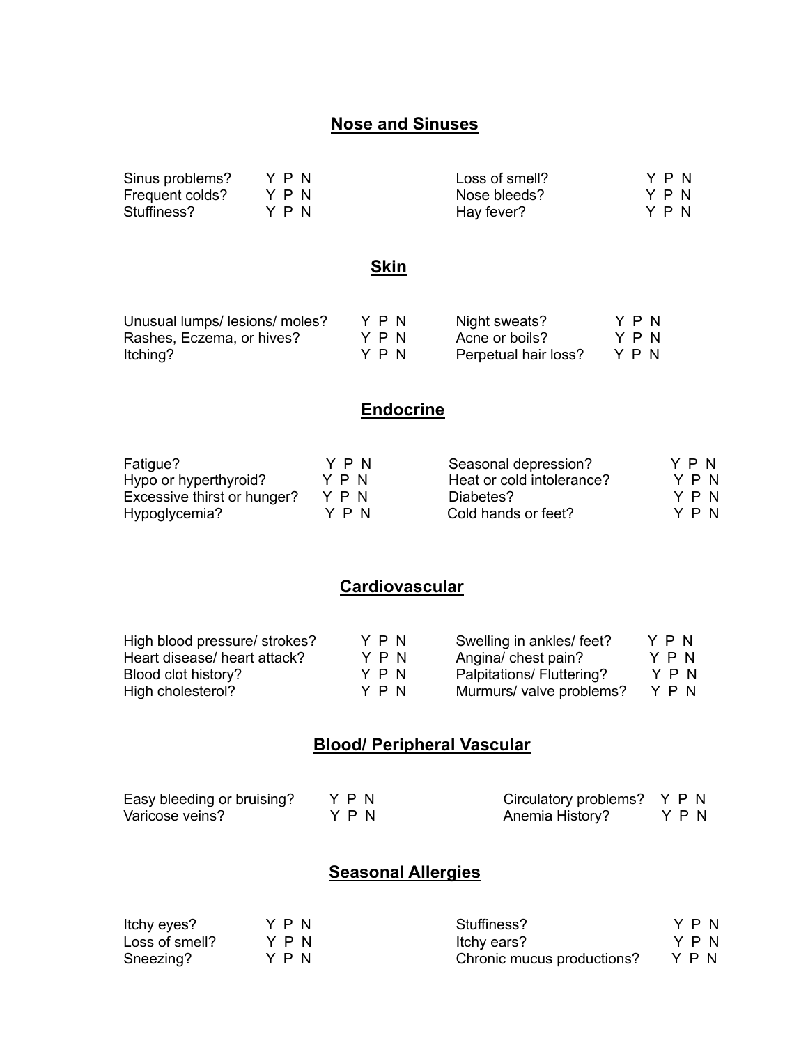## Nose and Sinuses

| | | | |
|---|---|---|---|
| Sinus problems? | Y P N | Loss of smell? | Y P N |
| Frequent colds? | Y P N | Nose bleeds? | Y P N |
| Stuffiness? | Y P N | Hay fever? | Y P N |

## Skin

| | | | |
|---|---|---|---|
| Unusual lumps/ lesions/ moles? | Y P N | Night sweats? | Y P N |
| Rashes, Eczema, or hives? | Y P N | Acne or boils? | Y P N |
| Itching? | Y P N | Perpetual hair loss? | Y P N |

## Endocrine

| | | | |
|---|---|---|---|
| Fatigue? | Y P N | Seasonal depression? | Y P N |
| Hypo or hyperthyroid? | Y P N | Heat or cold intolerance? | Y P N |
| Excessive thirst or hunger? | Y P N | Diabetes? | Y P N |
| Hypoglycemia? | Y P N | Cold hands or feet? | Y P N |

## Cardiovascular

| | | | |
|---|---|---|---|
| High blood pressure/ strokes? | Y P N | Swelling in ankles/ feet? | Y P N |
| Heart disease/ heart attack? | Y P N | Angina/ chest pain? | Y P N |
| Blood clot history? | Y P N | Palpitations/ Fluttering? | Y P N |
| High cholesterol? | Y P N | Murmurs/ valve problems? | Y P N |

## Blood/ Peripheral Vascular

| | | | |
|---|---|---|---|
| Easy bleeding or bruising? | Y P N | Circulatory problems? | Y P N |
| Varicose veins? | Y P N | Anemia History? | Y P N |

## Seasonal Allergies

| | | | |
|---|---|---|---|
| Itchy eyes? | Y P N | Stuffiness? | Y P N |
| Loss of smell? | Y P N | Itchy ears? | Y P N |
| Sneezing? | Y P N | Chronic mucus productions? | Y P N |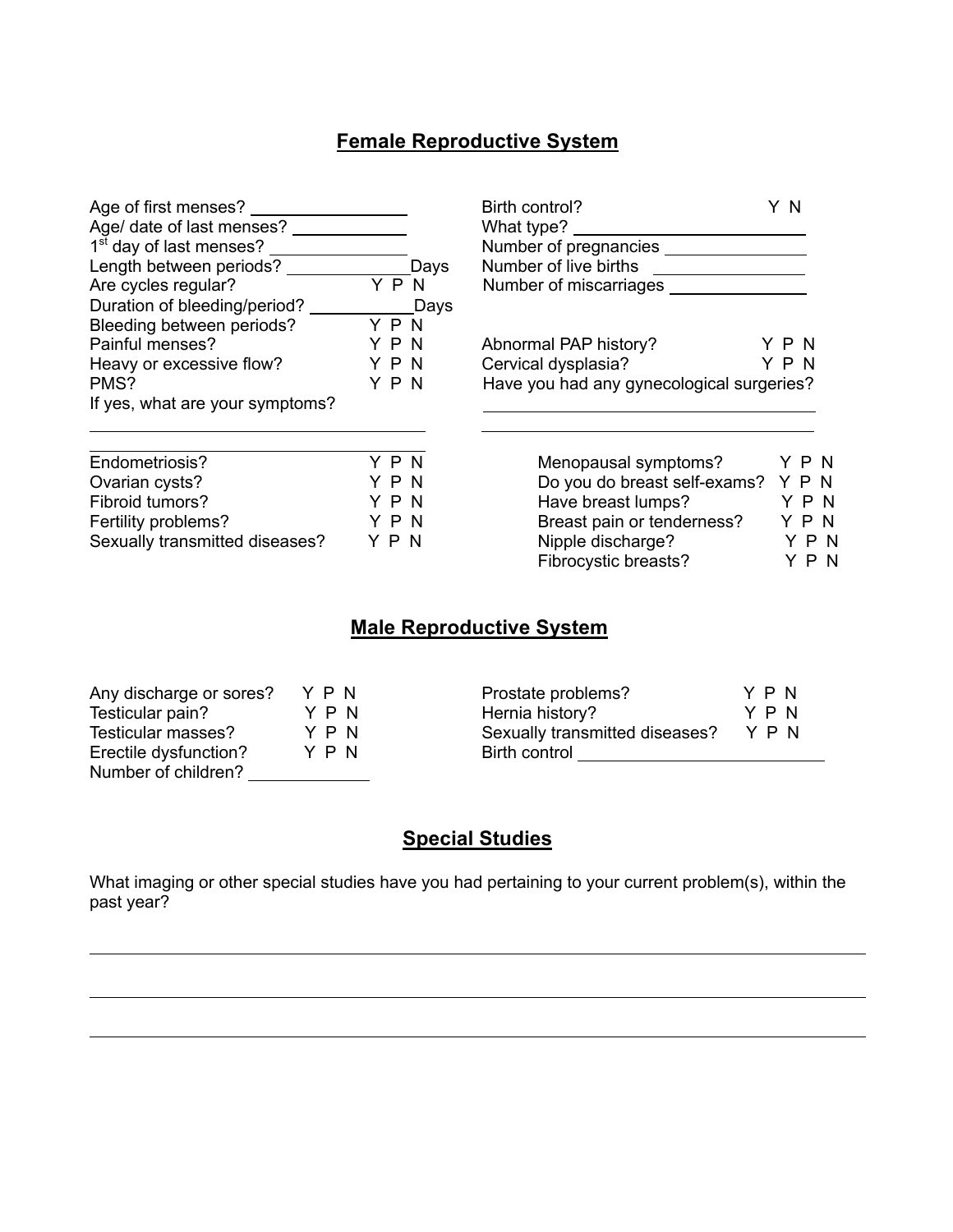## Female Reproductive System

Age of first menses? ________________
Age/ date of last menses? ____________
1st day of last menses? _______________
Length between periods? _____________Days
Are cycles regular? Y P N
Duration of bleeding/period? ___________Days
Bleeding between periods? Y P N
Painful menses? Y P N
Heavy or excessive flow? Y P N
PMS? Y P N
If yes, what are your symptoms?

_____________________________________

_____________________________________

Birth control? Y N
What type? ________________________
Number of pregnancies _______________
Number of live births _______________
Number of miscarriages ______________

Abnormal PAP history? Y P N
Cervical dysplasia? Y P N
Have you had any gynecological surgeries?

_____________________________________

_____________________________________

Endometriosis? Y P N
Ovarian cysts? Y P N
Fibroid tumors? Y P N
Fertility problems? Y P N
Sexually transmitted diseases? Y P N

Menopausal symptoms? Y P N
Do you do breast self-exams? Y P N
Have breast lumps? Y P N
Breast pain or tenderness? Y P N
Nipple discharge? Y P N
Fibrocystic breasts? Y P N

## Male Reproductive System

Any discharge or sores? Y P N
Testicular pain? Y P N
Testicular masses? Y P N
Erectile dysfunction? Y P N
Number of children? ____________

Prostate problems? Y P N
Hernia history? Y P N
Sexually transmitted diseases? Y P N
Birth control _________________________

## Special Studies

What imaging or other special studies have you had pertaining to your current problem(s), within the past year?

_____________________________________________________________________

_____________________________________________________________________

_____________________________________________________________________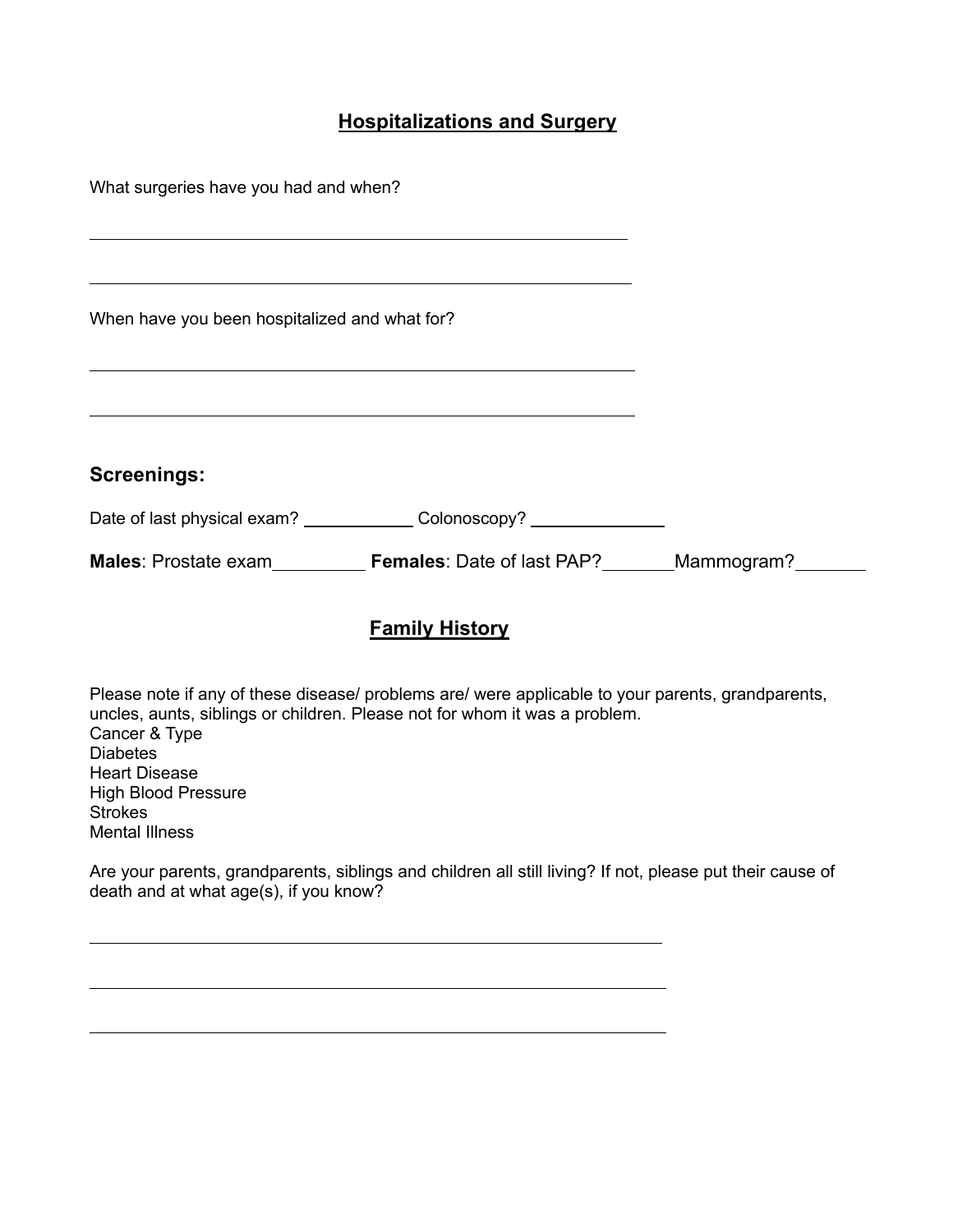## Hospitalizations and Surgery

What surgeries have you had and when?

______________________________________________________________

______________________________________________________________

When have you been hospitalized and what for?

______________________________________________________________

______________________________________________________________

### Screenings:

Date of last physical exam? ___________ Colonoscopy? _____________

**Males**: Prostate exam_________ **Females**: Date of last PAP?_______Mammogram?_______

## Family History

Please note if any of these disease/ problems are/ were applicable to your parents, grandparents, uncles, aunts, siblings or children. Please not for whom it was a problem.
Cancer & Type
Diabetes
Heart Disease
High Blood Pressure
Strokes
Mental Illness

Are your parents, grandparents, siblings and children all still living? If not, please put their cause of death and at what age(s), if you know?

______________________________________________________________

______________________________________________________________

______________________________________________________________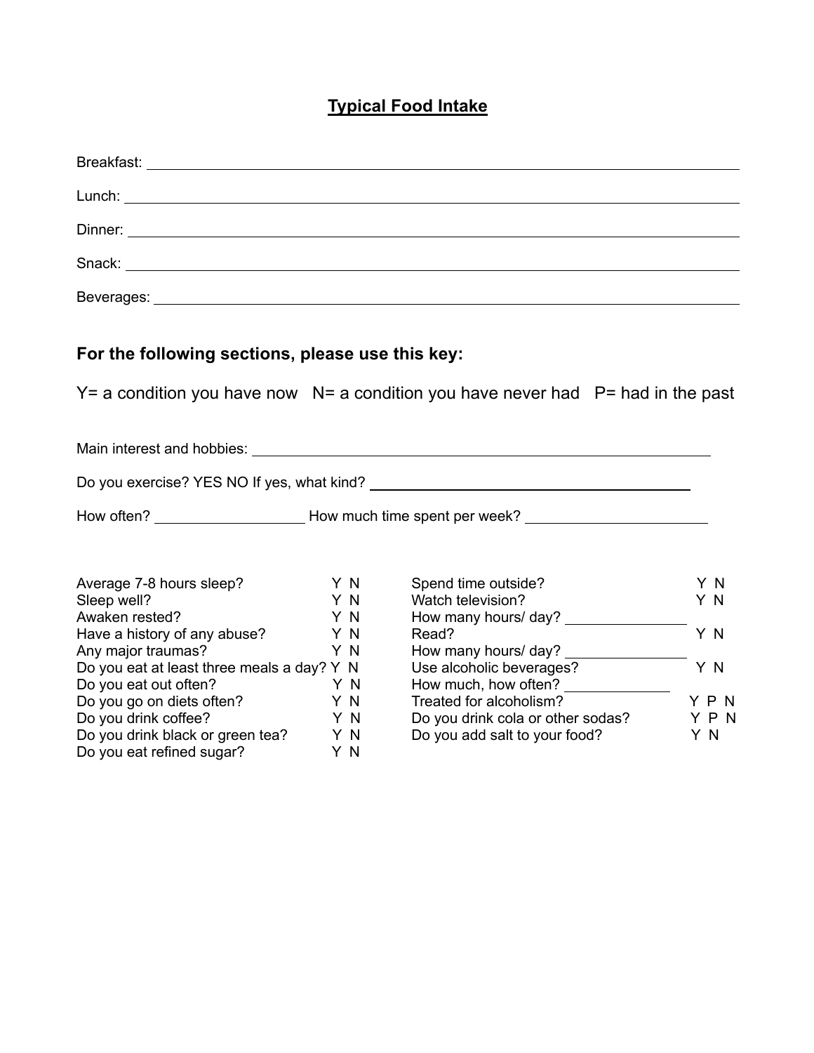## Typical Food Intake

Breakfast: ____________________________________________

Lunch: ____________________________________________

Dinner: ____________________________________________

Snack: ____________________________________________

Beverages: ____________________________________________

### For the following sections, please use this key:

Y= a condition you have now  N= a condition you have never had  P= had in the past

Main interest and hobbies: ____________________________________________

Do you exercise? YES NO If yes, what kind? ______________________________

How often? ______________ How much time spent per week? ______________

| | | | |
|---|---|---|---|
| Average 7-8 hours sleep? | Y N | Spend time outside? | Y N |
| Sleep well? | Y N | Watch television? | Y N |
| Awaken rested? | Y N | How many hours/ day? ______________ | |
| Have a history of any abuse? | Y N | Read? | Y N |
| Any major traumas? | Y N | How many hours/ day? ______________ | |
| Do you eat at least three meals a day? | Y N | Use alcoholic beverages? | Y N |
| Do you eat out often? | Y N | How much, how often? ______________ | |
| Do you go on diets often? | Y N | Treated for alcoholism? | Y P N |
| Do you drink coffee? | Y N | Do you drink cola or other sodas? | Y P N |
| Do you drink black or green tea? | Y N | Do you add salt to your food? | Y N |
| Do you eat refined sugar? | Y N | | |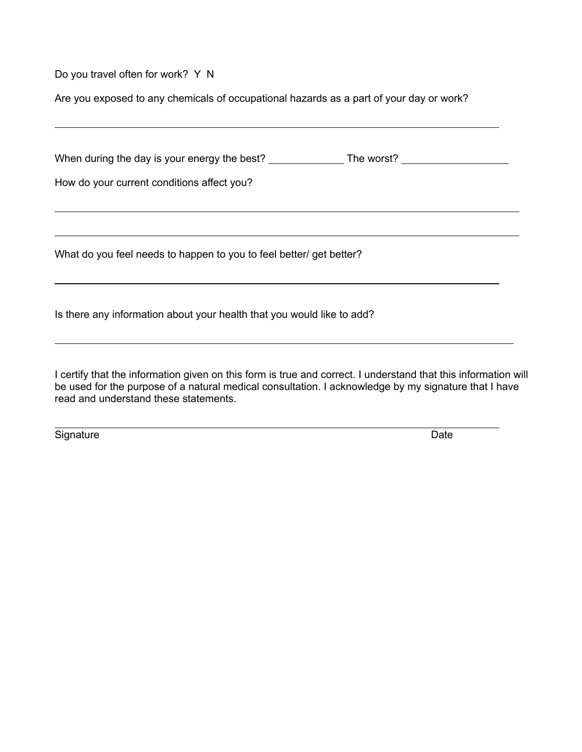Do you travel often for work? Y N

Are you exposed to any chemicals of occupational hazards as a part of your day or work?

______________________________________________________________________

When during the day is your energy the best? ____________ The worst? ________________

How do your current conditions affect you?

______________________________________________________________________

______________________________________________________________________

What do you feel needs to happen to you to feel better/ get better?

______________________________________________________________________

Is there any information about your health that you would like to add?

______________________________________________________________________

I certify that the information given on this form is true and correct. I understand that this information will be used for the purpose of a natural medical consultation. I acknowledge by my signature that I have read and understand these statements.

______________________________________________________________________

Signature Date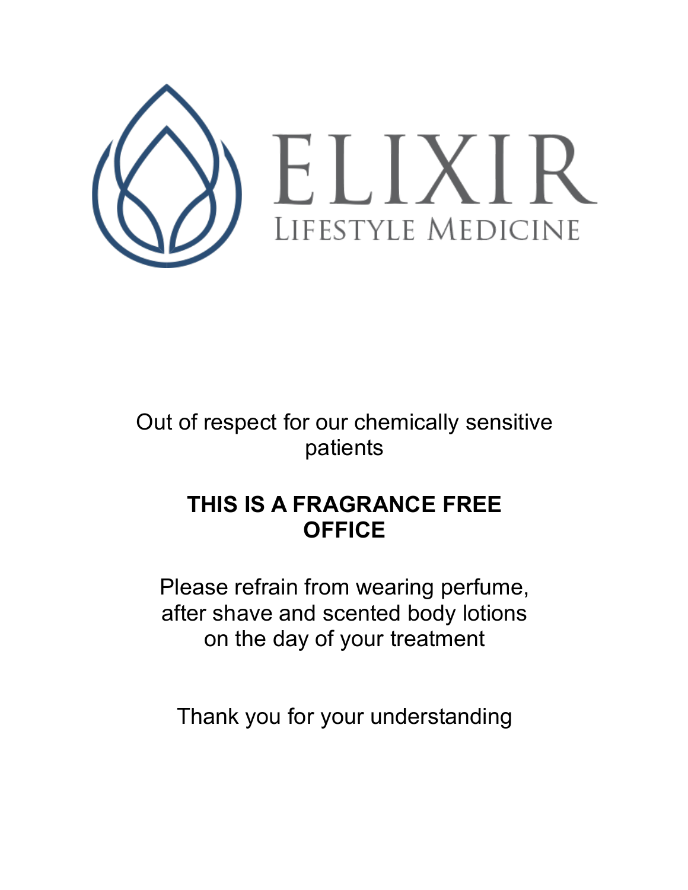ELIXIR

LIFESTYLE MEDICINE

Out of respect for our chemically sensitive patients

**THIS IS A FRAGRANCE FREE OFFICE**

Please refrain from wearing perfume, after shave and scented body lotions on the day of your treatment

Thank you for your understanding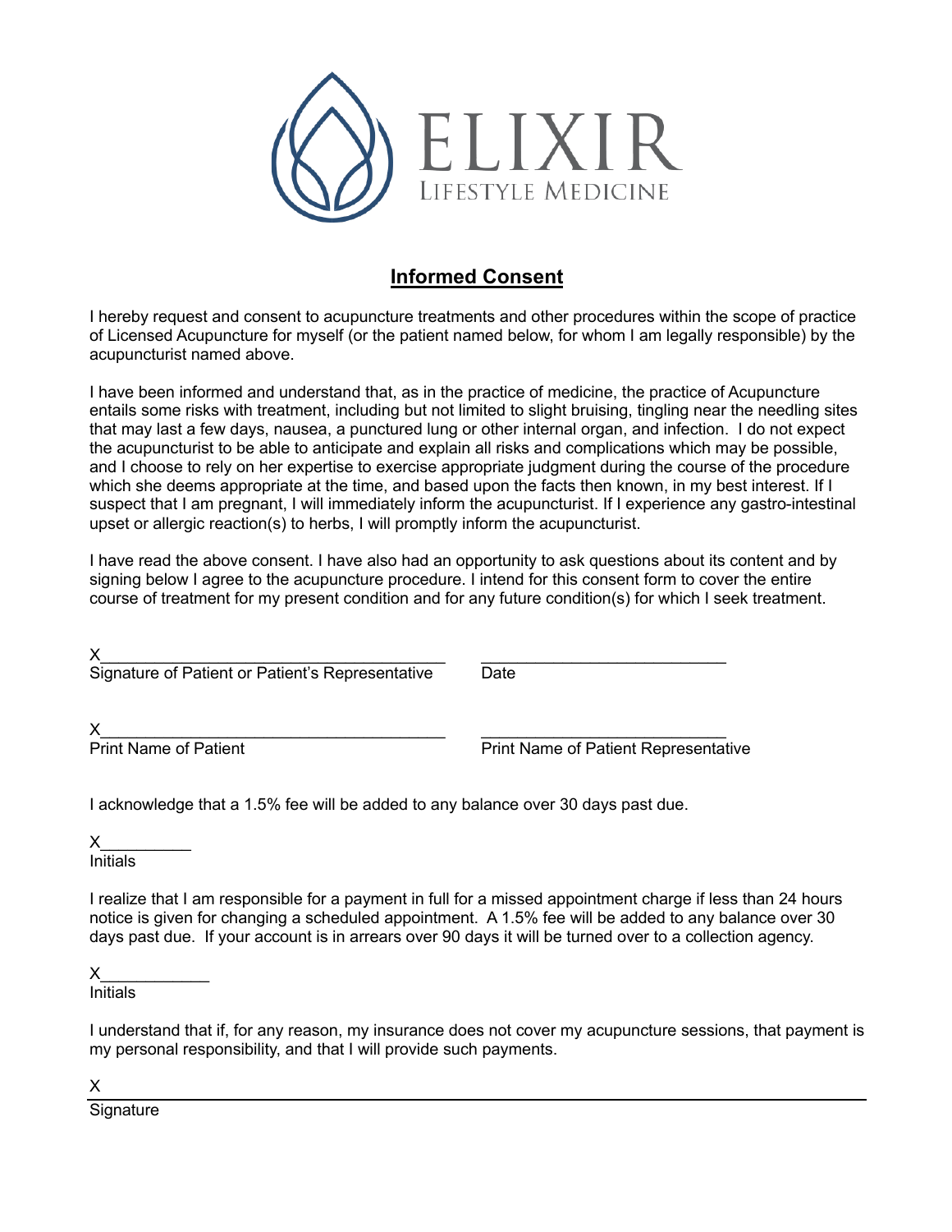ELIXIR

LIFESTYLE MEDICINE

# Informed Consent

I hereby request and consent to acupuncture treatments and other procedures within the scope of practice of Licensed Acupuncture for myself (or the patient named below, for whom I am legally responsible) by the acupuncturist named above.

I have been informed and understand that, as in the practice of medicine, the practice of Acupuncture entails some risks with treatment, including but not limited to slight bruising, tingling near the needling sites that may last a few days, nausea, a punctured lung or other internal organ, and infection. I do not expect the acupuncturist to be able to anticipate and explain all risks and complications which may be possible, and I choose to rely on her expertise to exercise appropriate judgment during the course of the procedure which she deems appropriate at the time, and based upon the facts then known, in my best interest. If I suspect that I am pregnant, I will immediately inform the acupuncturist. If I experience any gastro-intestinal upset or allergic reaction(s) to herbs, I will promptly inform the acupuncturist.

I have read the above consent. I have also had an opportunity to ask questions about its content and by signing below I agree to the acupuncture procedure. I intend for this consent form to cover the entire course of treatment for my present condition and for any future condition(s) for which I seek treatment.

X______________________________________ ___________________________

Signature of Patient or Patient's Representative Date

X______________________________________ ___________________________

Print Name of Patient Print Name of Patient Representative

I acknowledge that a 1.5% fee will be added to any balance over 30 days past due.

X__________

Initials

I realize that I am responsible for a payment in full for a missed appointment charge if less than 24 hours notice is given for changing a scheduled appointment. A 1.5% fee will be added to any balance over 30 days past due. If your account is in arrears over 90 days it will be turned over to a collection agency.

X____________

Initials

I understand that if, for any reason, my insurance does not cover my acupuncture sessions, that payment is my personal responsibility, and that I will provide such payments.

X______________________________________

Signature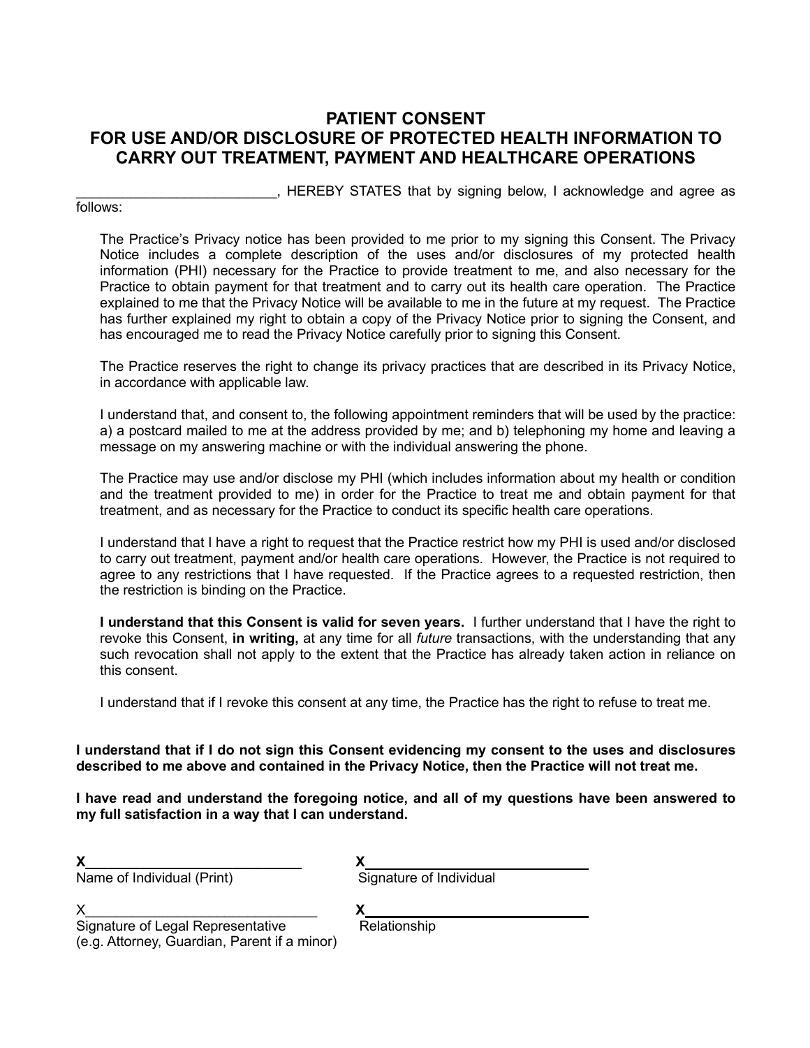# PATIENT CONSENT
# FOR USE AND/OR DISCLOSURE OF PROTECTED HEALTH INFORMATION TO CARRY OUT TREATMENT, PAYMENT AND HEALTHCARE OPERATIONS

__________________________, HEREBY STATES that by signing below, I acknowledge and agree as follows:

The Practice's Privacy notice has been provided to me prior to my signing this Consent. The Privacy Notice includes a complete description of the uses and/or disclosures of my protected health information (PHI) necessary for the Practice to provide treatment to me, and also necessary for the Practice to obtain payment for that treatment and to carry out its health care operation. The Practice explained to me that the Privacy Notice will be available to me in the future at my request. The Practice has further explained my right to obtain a copy of the Privacy Notice prior to signing the Consent, and has encouraged me to read the Privacy Notice carefully prior to signing this Consent.

The Practice reserves the right to change its privacy practices that are described in its Privacy Notice, in accordance with applicable law.

I understand that, and consent to, the following appointment reminders that will be used by the practice: a) a postcard mailed to me at the address provided by me; and b) telephoning my home and leaving a message on my answering machine or with the individual answering the phone.

The Practice may use and/or disclose my PHI (which includes information about my health or condition and the treatment provided to me) in order for the Practice to treat me and obtain payment for that treatment, and as necessary for the Practice to conduct its specific health care operations.

I understand that I have a right to request that the Practice restrict how my PHI is used and/or disclosed to carry out treatment, payment and/or health care operations. However, the Practice is not required to agree to any restrictions that I have requested. If the Practice agrees to a requested restriction, then the restriction is binding on the Practice.

**I understand that this Consent is valid for seven years.** I further understand that I have the right to revoke this Consent, **in writing,** at any time for all *future* transactions, with the understanding that any such revocation shall not apply to the extent that the Practice has already taken action in reliance on this consent.

I understand that if I revoke this consent at any time, the Practice has the right to refuse to treat me.

**I understand that if I do not sign this Consent evidencing my consent to the uses and disclosures described to me above and contained in the Privacy Notice, then the Practice will not treat me.**

**I have read and understand the foregoing notice, and all of my questions have been answered to my full satisfaction in a way that I can understand.**

**X**____________________________ **X**____________________________

Name of Individual (Print) Signature of Individual

X______________________________ **X**____________________________

Signature of Legal Representative Relationship

(e.g. Attorney, Guardian, Parent if a minor)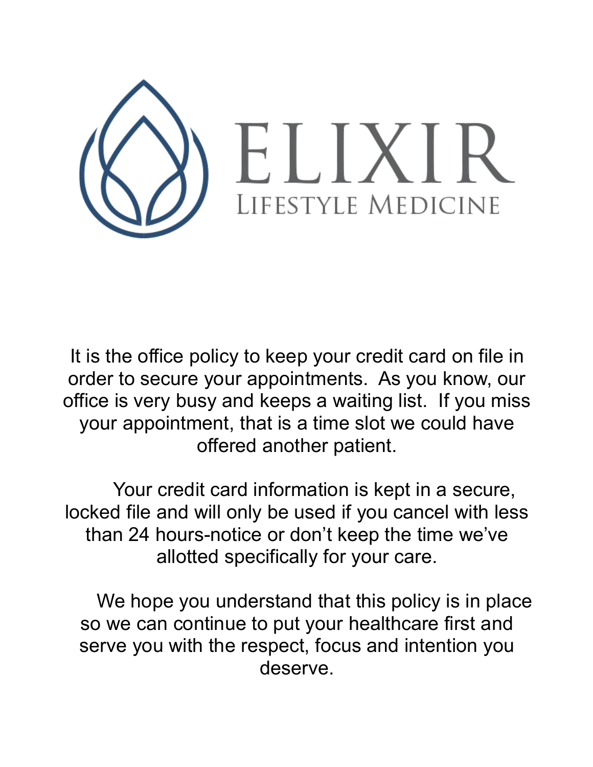# ELIXIR

## LIFESTYLE MEDICINE

It is the office policy to keep your credit card on file in order to secure your appointments. As you know, our office is very busy and keeps a waiting list. If you miss your appointment, that is a time slot we could have offered another patient.

Your credit card information is kept in a secure, locked file and will only be used if you cancel with less than 24 hours-notice or don't keep the time we've allotted specifically for your care.

We hope you understand that this policy is in place so we can continue to put your healthcare first and serve you with the respect, focus and intention you deserve.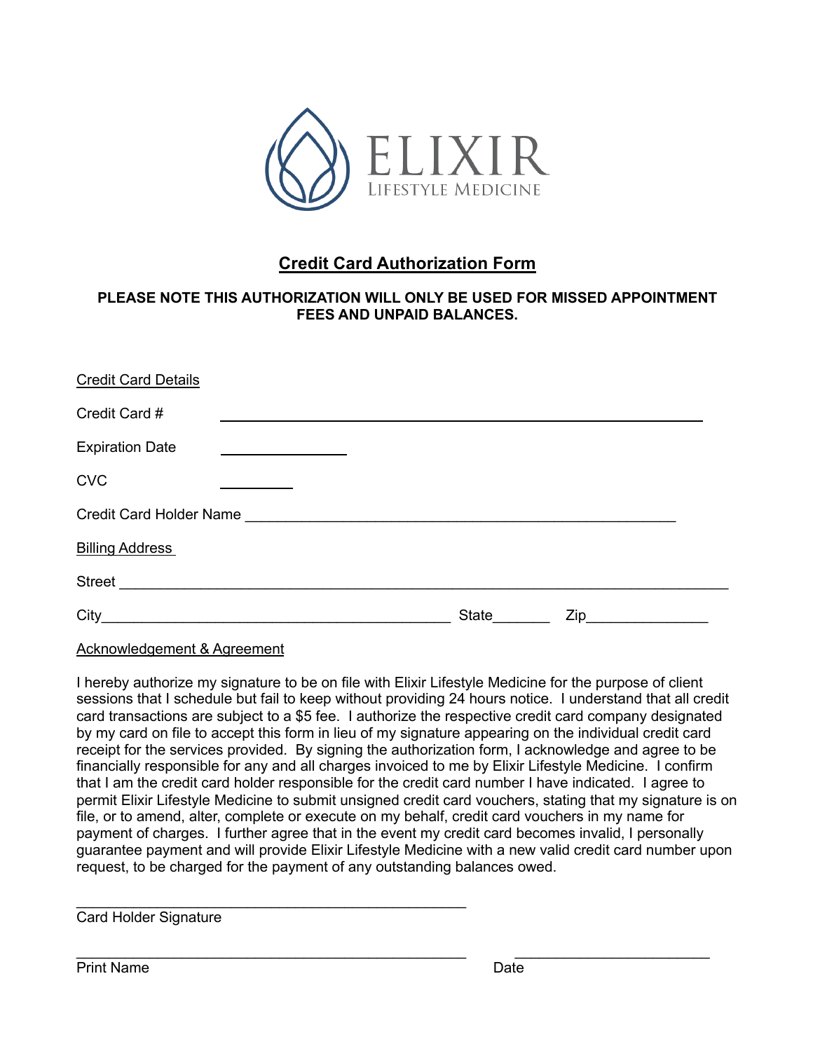ELIXIR

LIFESTYLE MEDICINE

# Credit Card Authorization Form

**PLEASE NOTE THIS AUTHORIZATION WILL ONLY BE USED FOR MISSED APPOINTMENT FEES AND UNPAID BALANCES.**

Credit Card Details

Credit Card # ____________________________________________

Expiration Date ______________

CVC ________

Credit Card Holder Name ____________________________________________

Billing Address

Street ____________________________________________

City ____________________________________________ State_______ Zip_______________

Acknowledgement & Agreement

I hereby authorize my signature to be on file with Elixir Lifestyle Medicine for the purpose of client sessions that I schedule but fail to keep without providing 24 hours notice. I understand that all credit card transactions are subject to a $5 fee. I authorize the respective credit card company designated by my card on file to accept this form in lieu of my signature appearing on the individual credit card receipt for the services provided. By signing the authorization form, I acknowledge and agree to be financially responsible for any and all charges invoiced to me by Elixir Lifestyle Medicine. I confirm that I am the credit card holder responsible for the credit card number I have indicated. I agree to permit Elixir Lifestyle Medicine to submit unsigned credit card vouchers, stating that my signature is on file, or to amend, alter, complete or execute on my behalf, credit card vouchers in my name for payment of charges. I further agree that in the event my credit card becomes invalid, I personally guarantee payment and will provide Elixir Lifestyle Medicine with a new valid credit card number upon request, to be charged for the payment of any outstanding balances owed.

____________________________________________

Card Holder Signature

____________________________________________ ________________________

Print Name Date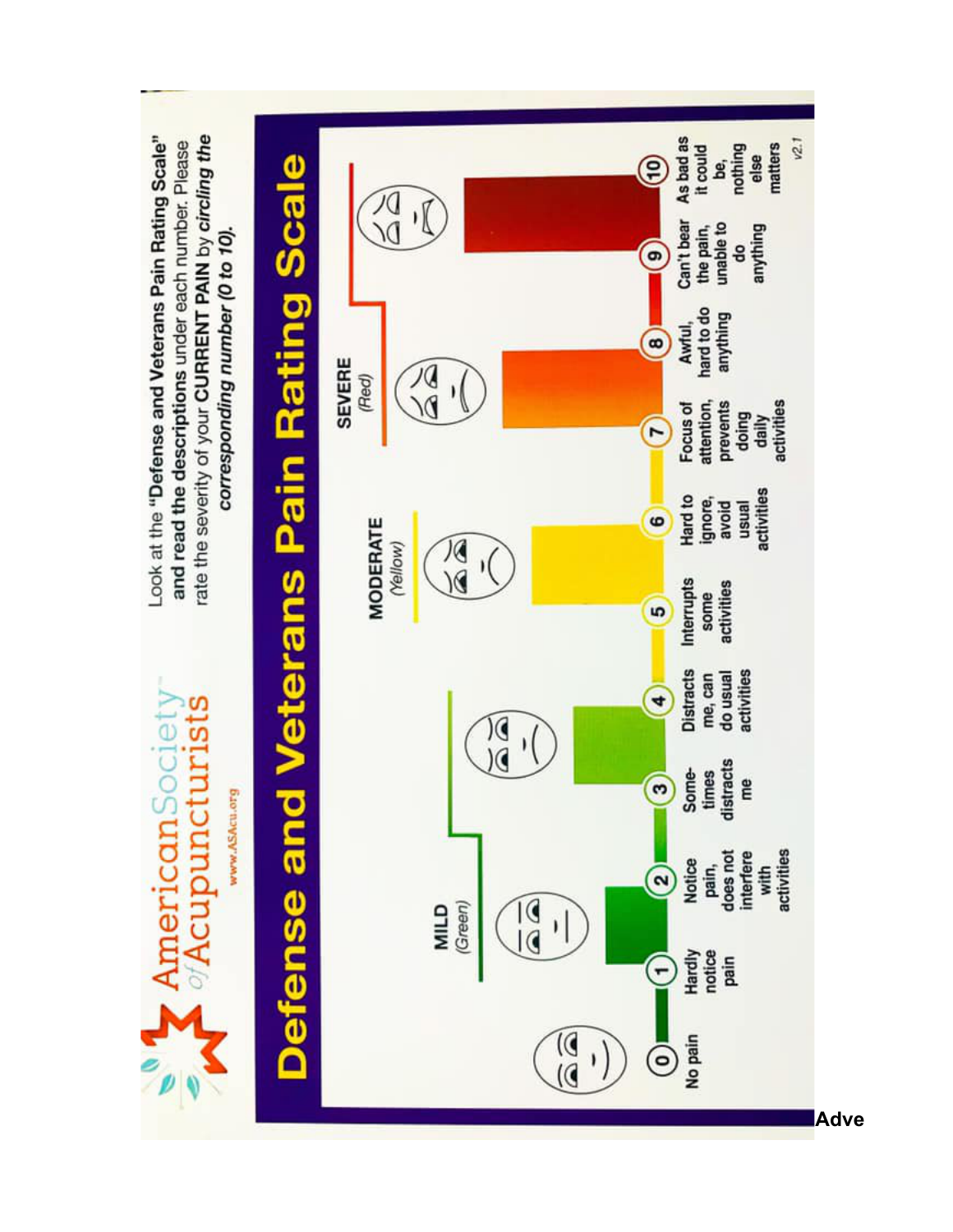American Society of Acupuncturists

www.ASAcu.org

Look at the **"Defense and Veterans Pain Rating Scale"** and read the descriptions under each number. Please rate the severity of your CURRENT PAIN by *circling the corresponding number (0 to 10).*

# Defense and Veterans Pain Rating Scale

| 0 | 1 | 2 | 3 | 4 | 5 | 6 | 7 | 8 | 9 | 10 |
|---|---|---|---|---|---|---|---|---|---|---|
| | **MILD** *(Green)* | | | | **MODERATE** *(Yellow)* | | | **SEVERE** *(Red)* | | |
| No pain | Hardly notice pain | Notice pain, does not interfere with activities | Sometimes distracts me | Distracts me, can do usual activities | Interrupts some activities | Hard to ignore, avoid usual activities | Focus of attention, prevents doing daily activities | Awful, hard to do anything | Can't bear the pain, unable to do anything | As bad as it could be, nothing else matters |

v2.1

**Adve**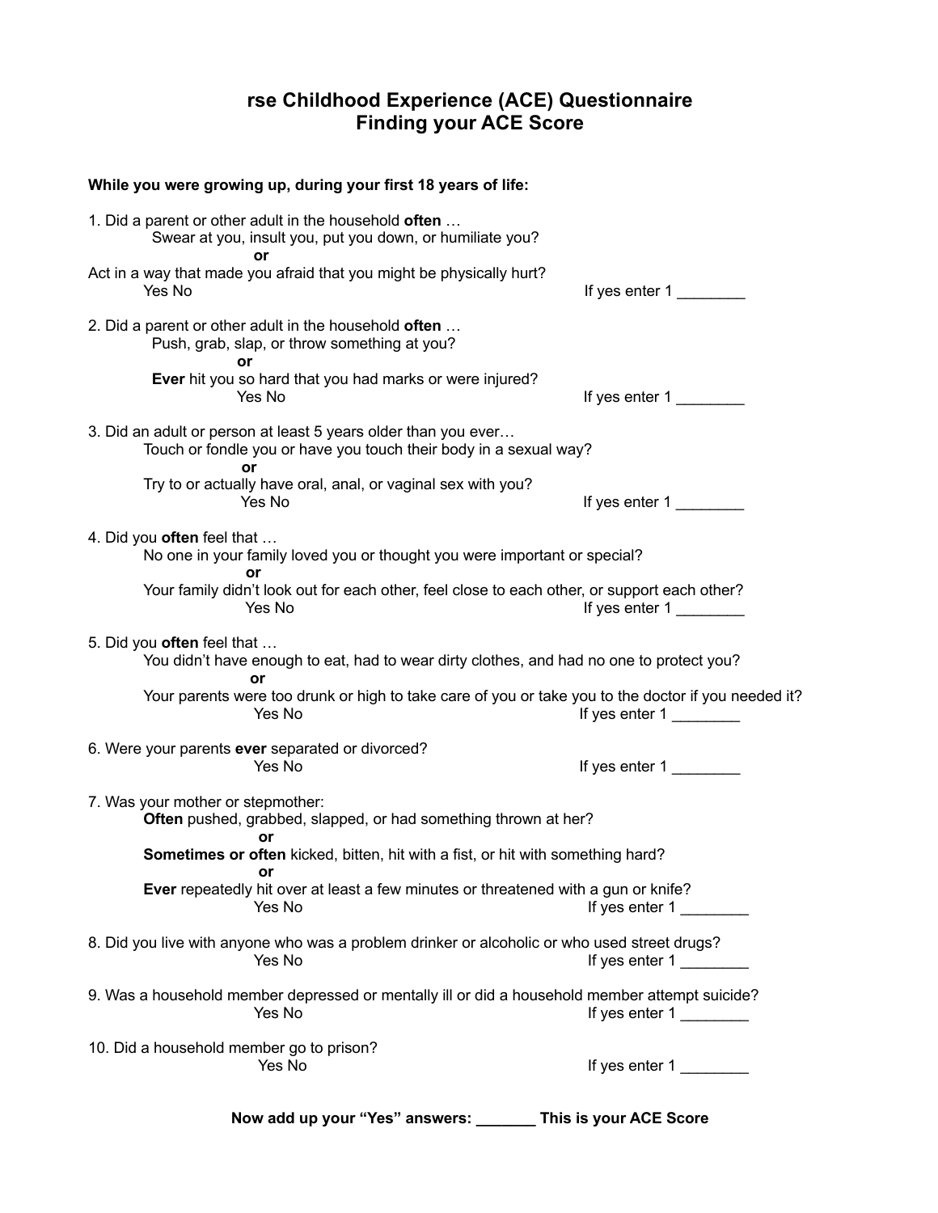# rse Childhood Experience (ACE) Questionnaire
# Finding your ACE Score

**While you were growing up, during your first 18 years of life:**

1. Did a parent or other adult in the household **often** …
   Swear at you, insult you, put you down, or humiliate you?
   **or**
   Act in a way that made you afraid that you might be physically hurt?
   Yes No — If yes enter 1 ________

2. Did a parent or other adult in the household **often** …
   Push, grab, slap, or throw something at you?
   **or**
   **Ever** hit you so hard that you had marks or were injured?
   Yes No — If yes enter 1 ________

3. Did an adult or person at least 5 years older than you ever…
   Touch or fondle you or have you touch their body in a sexual way?
   **or**
   Try to or actually have oral, anal, or vaginal sex with you?
   Yes No — If yes enter 1 ________

4. Did you **often** feel that …
   No one in your family loved you or thought you were important or special?
   **or**
   Your family didn't look out for each other, feel close to each other, or support each other?
   Yes No — If yes enter 1 ________

5. Did you **often** feel that …
   You didn't have enough to eat, had to wear dirty clothes, and had no one to protect you?
   **or**
   Your parents were too drunk or high to take care of you or take you to the doctor if you needed it?
   Yes No — If yes enter 1 ________

6. Were your parents **ever** separated or divorced?
   Yes No — If yes enter 1 ________

7. Was your mother or stepmother:
   **Often** pushed, grabbed, slapped, or had something thrown at her?
   **or**
   **Sometimes or often** kicked, bitten, hit with a fist, or hit with something hard?
   **or**
   **Ever** repeatedly hit over at least a few minutes or threatened with a gun or knife?
   Yes No — If yes enter 1 ________

8. Did you live with anyone who was a problem drinker or alcoholic or who used street drugs?
   Yes No — If yes enter 1 ________

9. Was a household member depressed or mentally ill or did a household member attempt suicide?
   Yes No — If yes enter 1 ________

10. Did a household member go to prison?
    Yes No — If yes enter 1 ________

**Now add up your "Yes" answers: _______ This is your ACE Score**